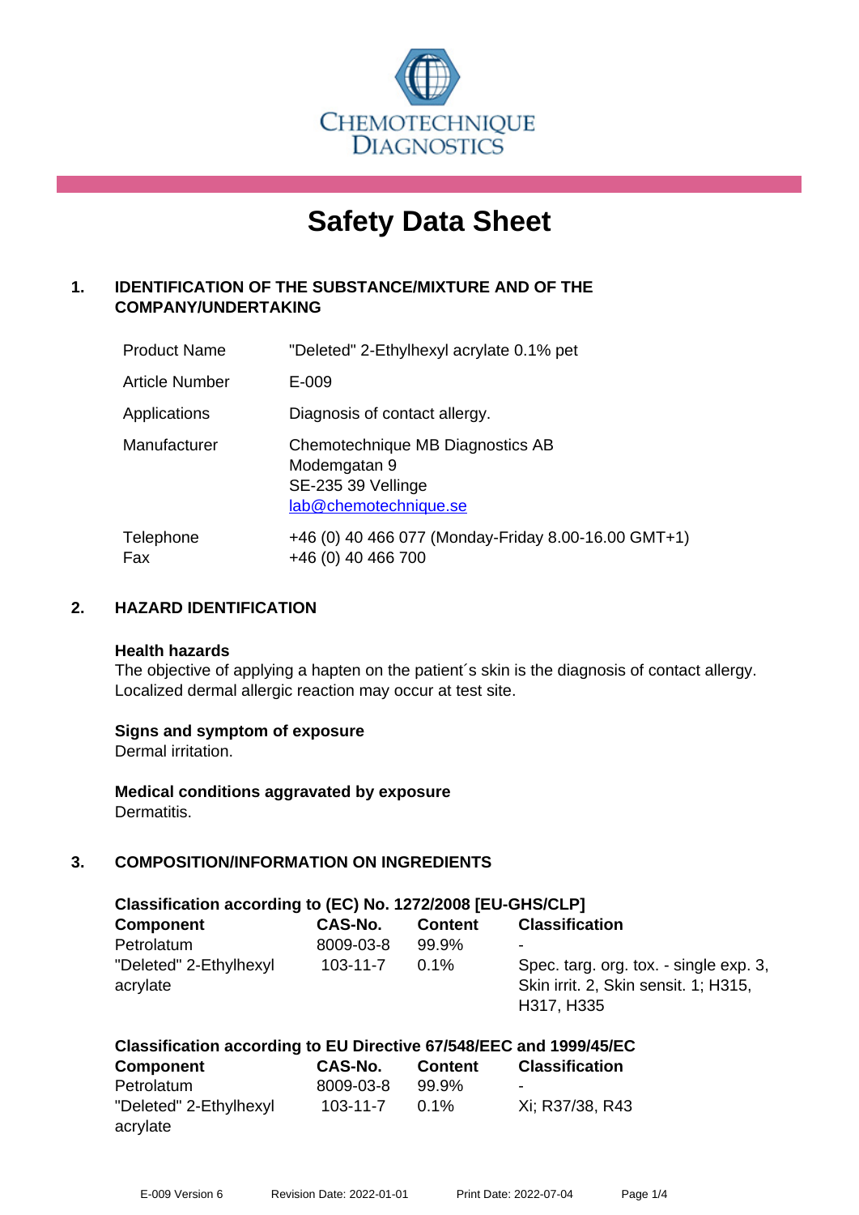CHEMOTECHNIQUE DIAGNOSTICS

# Safety Data Sheet

## 1. IDENTIFICATION OF THE SUBSTANCE/MIXTURE AND OF THE COMPANY/UNDERTAKING

| | |
|---|---|
| Product Name | "Deleted" 2-Ethylhexyl acrylate 0.1% pet |
| Article Number | E-009 |
| Applications | Diagnosis of contact allergy. |
| Manufacturer | Chemotechnique MB Diagnostics AB<br>Modemgatan 9<br>SE-235 39 Vellinge<br>lab@chemotechnique.se |
| Telephone<br>Fax | +46 (0) 40 466 077 (Monday-Friday 8.00-16.00 GMT+1)<br>+46 (0) 40 466 700 |

## 2. HAZARD IDENTIFICATION

**Health hazards**

The objective of applying a hapten on the patient´s skin is the diagnosis of contact allergy. Localized dermal allergic reaction may occur at test site.

**Signs and symptom of exposure**

Dermal irritation.

**Medical conditions aggravated by exposure**

Dermatitis.

## 3. COMPOSITION/INFORMATION ON INGREDIENTS

**Classification according to (EC) No. 1272/2008 [EU-GHS/CLP]**

| Component | CAS-No. | Content | Classification |
|---|---|---|---|
| Petrolatum | 8009-03-8 | 99.9% | - |
| "Deleted" 2-Ethylhexyl acrylate | 103-11-7 | 0.1% | Spec. targ. org. tox. - single exp. 3, Skin irrit. 2, Skin sensit. 1; H315, H317, H335 |

**Classification according to EU Directive 67/548/EEC and 1999/45/EC**

| Component | CAS-No. | Content | Classification |
|---|---|---|---|
| Petrolatum | 8009-03-8 | 99.9% | - |
| "Deleted" 2-Ethylhexyl acrylate | 103-11-7 | 0.1% | Xi; R37/38, R43 |

E-009 Version 6 Revision Date: 2022-01-01 Print Date: 2022-07-04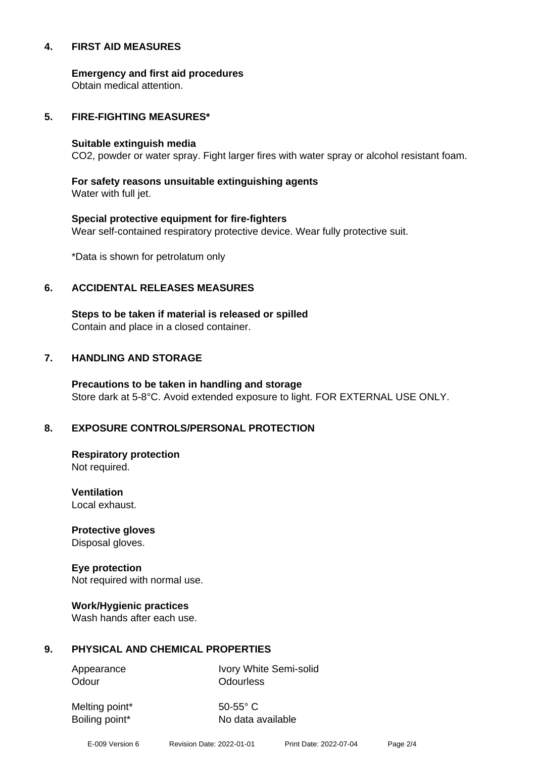## 4. FIRST AID MEASURES

**Emergency and first aid procedures**
Obtain medical attention.

## 5. FIRE-FIGHTING MEASURES*

**Suitable extinguish media**
CO2, powder or water spray. Fight larger fires with water spray or alcohol resistant foam.

**For safety reasons unsuitable extinguishing agents**
Water with full jet.

**Special protective equipment for fire-fighters**
Wear self-contained respiratory protective device. Wear fully protective suit.

*Data is shown for petrolatum only

## 6. ACCIDENTAL RELEASES MEASURES

**Steps to be taken if material is released or spilled**
Contain and place in a closed container.

## 7. HANDLING AND STORAGE

**Precautions to be taken in handling and storage**
Store dark at 5-8°C. Avoid extended exposure to light. FOR EXTERNAL USE ONLY.

## 8. EXPOSURE CONTROLS/PERSONAL PROTECTION

**Respiratory protection**
Not required.

**Ventilation**
Local exhaust.

**Protective gloves**
Disposal gloves.

**Eye protection**
Not required with normal use.

**Work/Hygienic practices**
Wash hands after each use.

## 9. PHYSICAL AND CHEMICAL PROPERTIES

| | |
|---|---|
| Appearance | Ivory White Semi-solid |
| Odour | Odourless |
| Melting point* | 50-55° C |
| Boiling point* | No data available |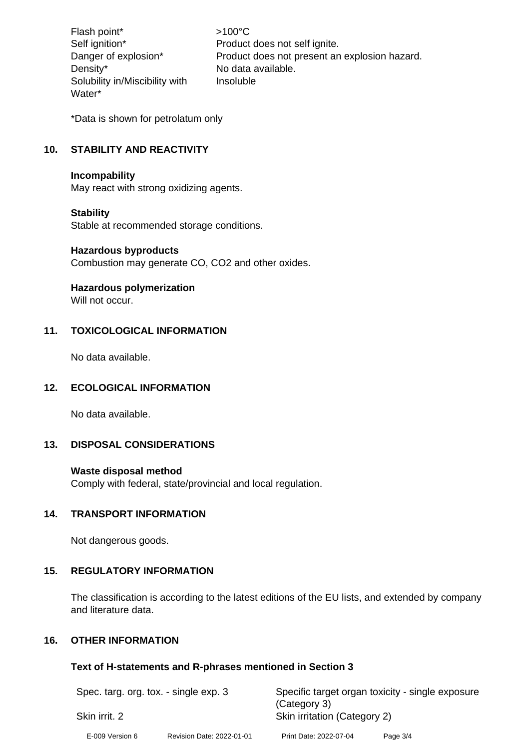| | |
|---|---|
| Flash point* | >100°C |
| Self ignition* | Product does not self ignite. |
| Danger of explosion* | Product does not present an explosion hazard. |
| Density* | No data available. |
| Solubility in/Miscibility with Water* | Insoluble |

*Data is shown for petrolatum only

## 10. STABILITY AND REACTIVITY

**Incompability**
May react with strong oxidizing agents.

**Stability**
Stable at recommended storage conditions.

**Hazardous byproducts**
Combustion may generate CO, $CO_2$ and other oxides.

**Hazardous polymerization**
Will not occur.

## 11. TOXICOLOGICAL INFORMATION

No data available.

## 12. ECOLOGICAL INFORMATION

No data available.

## 13. DISPOSAL CONSIDERATIONS

**Waste disposal method**
Comply with federal, state/provincial and local regulation.

## 14. TRANSPORT INFORMATION

Not dangerous goods.

## 15. REGULATORY INFORMATION

The classification is according to the latest editions of the EU lists, and extended by company and literature data.

## 16. OTHER INFORMATION

**Text of H-statements and R-phrases mentioned in Section 3**

| | |
|---|---|
| Spec. targ. org. tox. - single exp. 3 | Specific target organ toxicity - single exposure (Category 3) |
| Skin irrit. 2 | Skin irritation (Category 2) |

E-009 Version 6 Revision Date: 2022-01-01 Print Date: 2022-07-04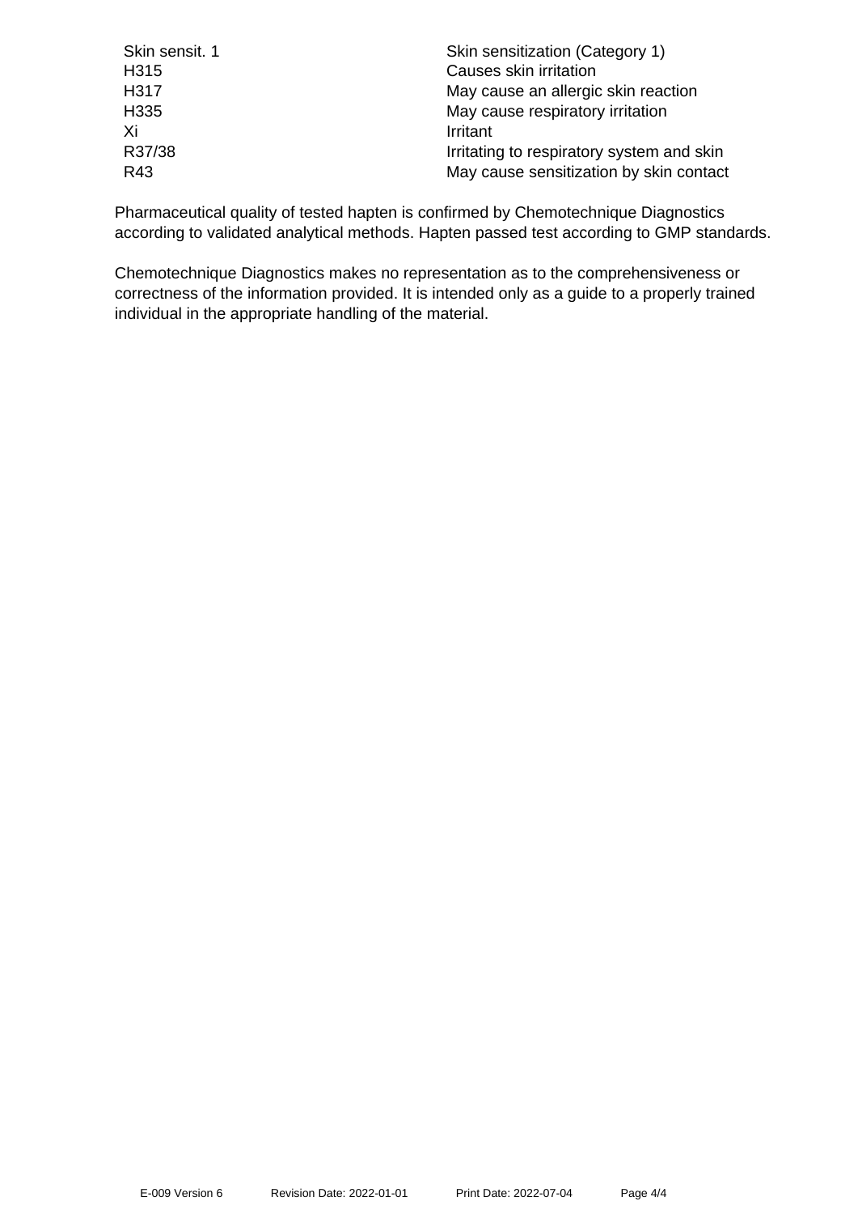| | |
|---|---|
| Skin sensit. 1 | Skin sensitization (Category 1) |
| H315 | Causes skin irritation |
| H317 | May cause an allergic skin reaction |
| H335 | May cause respiratory irritation |
| Xi | Irritant |
| R37/38 | Irritating to respiratory system and skin |
| R43 | May cause sensitization by skin contact |

Pharmaceutical quality of tested hapten is confirmed by Chemotechnique Diagnostics according to validated analytical methods. Hapten passed test according to GMP standards.

Chemotechnique Diagnostics makes no representation as to the comprehensiveness or correctness of the information provided. It is intended only as a guide to a properly trained individual in the appropriate handling of the material.